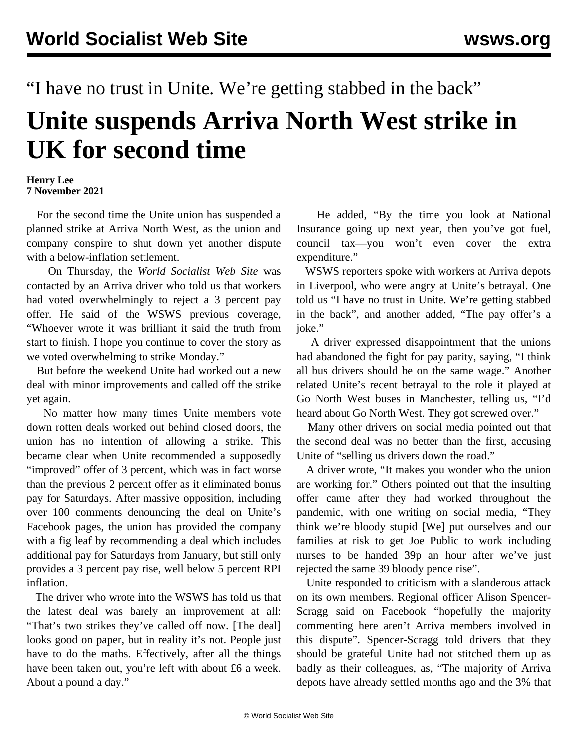“I have no trust in Unite. We’re getting stabbed in the back”

# Unite suspends Arriva North West strike in UK for second time

**Henry Lee**
**7 November 2021**

For the second time the Unite union has suspended a planned strike at Arriva North West, as the union and company conspire to shut down yet another dispute with a below-inflation settlement.

On Thursday, the *World Socialist Web Site* was contacted by an Arriva driver who told us that workers had voted overwhelmingly to reject a 3 percent pay offer. He said of the WSWS previous coverage, “Whoever wrote it was brilliant it said the truth from start to finish. I hope you continue to cover the story as we voted overwhelming to strike Monday.”

But before the weekend Unite had worked out a new deal with minor improvements and called off the strike yet again.

No matter how many times Unite members vote down rotten deals worked out behind closed doors, the union has no intention of allowing a strike. This became clear when Unite recommended a supposedly “improved” offer of 3 percent, which was in fact worse than the previous 2 percent offer as it eliminated bonus pay for Saturdays. After massive opposition, including over 100 comments denouncing the deal on Unite’s Facebook pages, the union has provided the company with a fig leaf by recommending a deal which includes additional pay for Saturdays from January, but still only provides a 3 percent pay rise, well below 5 percent RPI inflation.

The driver who wrote into the WSWS has told us that the latest deal was barely an improvement at all: “That’s two strikes they’ve called off now. [The deal] looks good on paper, but in reality it’s not. People just have to do the maths. Effectively, after all the things have been taken out, you’re left with about £6 a week. About a pound a day.”

He added, “By the time you look at National Insurance going up next year, then you’ve got fuel, council tax—you won’t even cover the extra expenditure.”

WSWS reporters spoke with workers at Arriva depots in Liverpool, who were angry at Unite’s betrayal. One told us “I have no trust in Unite. We’re getting stabbed in the back”, and another added, “The pay offer’s a joke.”

A driver expressed disappointment that the unions had abandoned the fight for pay parity, saying, “I think all bus drivers should be on the same wage.” Another related Unite’s recent betrayal to the role it played at Go North West buses in Manchester, telling us, “I’d heard about Go North West. They got screwed over.”

Many other drivers on social media pointed out that the second deal was no better than the first, accusing Unite of “selling us drivers down the road.”

A driver wrote, “It makes you wonder who the union are working for.” Others pointed out that the insulting offer came after they had worked throughout the pandemic, with one writing on social media, “They think we’re bloody stupid [We] put ourselves and our families at risk to get Joe Public to work including nurses to be handed 39p an hour after we’ve just rejected the same 39 bloody pence rise”.

Unite responded to criticism with a slanderous attack on its own members. Regional officer Alison Spencer-Scragg said on Facebook “hopefully the majority commenting here aren’t Arriva members involved in this dispute”. Spencer-Scragg told drivers that they should be grateful Unite had not stitched them up as badly as their colleagues, as, “The majority of Arriva depots have already settled months ago and the 3% that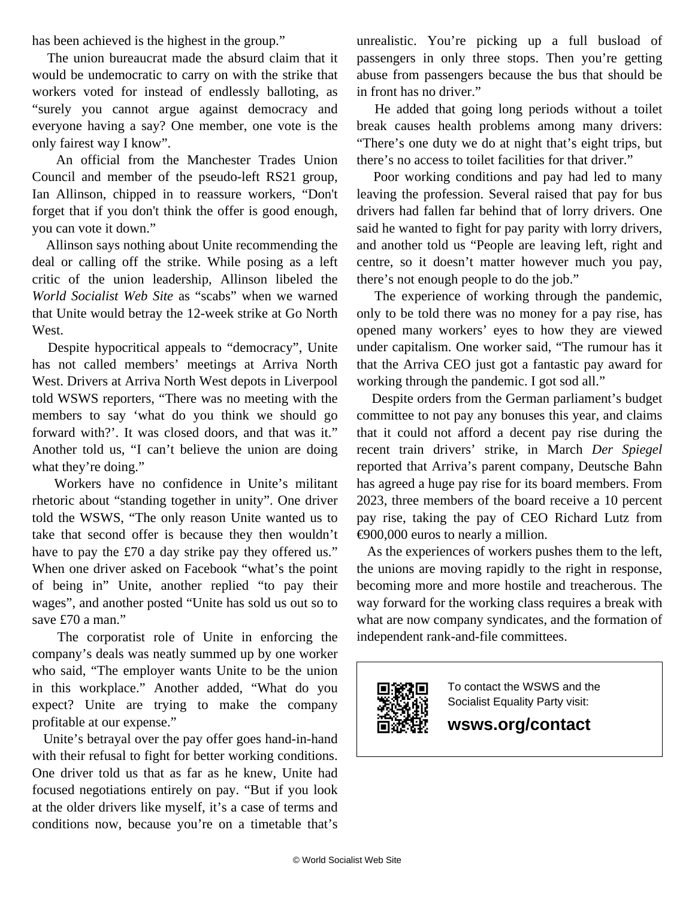has been achieved is the highest in the group."

The union bureaucrat made the absurd claim that it would be undemocratic to carry on with the strike that workers voted for instead of endlessly balloting, as "surely you cannot argue against democracy and everyone having a say? One member, one vote is the only fairest way I know".

An official from the Manchester Trades Union Council and member of the pseudo-left RS21 group, Ian Allinson, chipped in to reassure workers, "Don't forget that if you don't think the offer is good enough, you can vote it down."

Allinson says nothing about Unite recommending the deal or calling off the strike. While posing as a left critic of the union leadership, Allinson libeled the *World Socialist Web Site* as "scabs" when we warned that Unite would betray the 12-week strike at Go North West.

Despite hypocritical appeals to "democracy", Unite has not called members' meetings at Arriva North West. Drivers at Arriva North West depots in Liverpool told WSWS reporters, "There was no meeting with the members to say 'what do you think we should go forward with?'. It was closed doors, and that was it." Another told us, "I can't believe the union are doing what they're doing."

Workers have no confidence in Unite's militant rhetoric about "standing together in unity". One driver told the WSWS, "The only reason Unite wanted us to take that second offer is because they then wouldn't have to pay the £70 a day strike pay they offered us." When one driver asked on Facebook "what's the point of being in" Unite, another replied "to pay their wages", and another posted "Unite has sold us out so to save £70 a man."

The corporatist role of Unite in enforcing the company's deals was neatly summed up by one worker who said, "The employer wants Unite to be the union in this workplace." Another added, "What do you expect? Unite are trying to make the company profitable at our expense."

Unite's betrayal over the pay offer goes hand-in-hand with their refusal to fight for better working conditions. One driver told us that as far as he knew, Unite had focused negotiations entirely on pay. "But if you look at the older drivers like myself, it's a case of terms and conditions now, because you're on a timetable that's unrealistic. You're picking up a full busload of passengers in only three stops. Then you're getting abuse from passengers because the bus that should be in front has no driver."

He added that going long periods without a toilet break causes health problems among many drivers: "There's one duty we do at night that's eight trips, but there's no access to toilet facilities for that driver."

Poor working conditions and pay had led to many leaving the profession. Several raised that pay for bus drivers had fallen far behind that of lorry drivers. One said he wanted to fight for pay parity with lorry drivers, and another told us "People are leaving left, right and centre, so it doesn't matter however much you pay, there's not enough people to do the job."

The experience of working through the pandemic, only to be told there was no money for a pay rise, has opened many workers' eyes to how they are viewed under capitalism. One worker said, "The rumour has it that the Arriva CEO just got a fantastic pay award for working through the pandemic. I got sod all."

Despite orders from the German parliament's budget committee to not pay any bonuses this year, and claims that it could not afford a decent pay rise during the recent train drivers' strike, in March *Der Spiegel* reported that Arriva's parent company, Deutsche Bahn has agreed a huge pay rise for its board members. From 2023, three members of the board receive a 10 percent pay rise, taking the pay of CEO Richard Lutz from €900,000 euros to nearly a million.

As the experiences of workers pushes them to the left, the unions are moving rapidly to the right in response, becoming more and more hostile and treacherous. The way forward for the working class requires a break with what are now company syndicates, and the formation of independent rank-and-file committees.

To contact the WSWS and the Socialist Equality Party visit:

**wsws.org/contact**